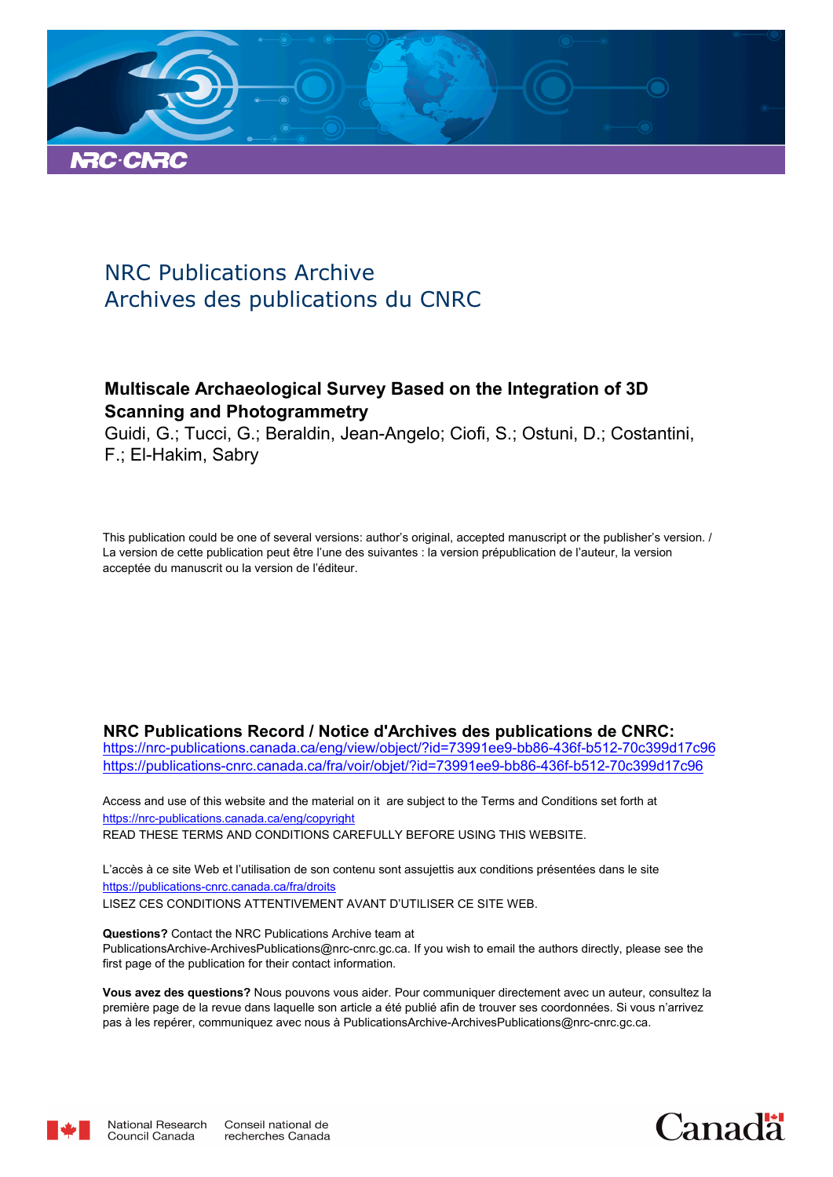NRC Publications Archive
Archives des publications du CNRC

**Multiscale Archaeological Survey Based on the Integration of 3D Scanning and Photogrammetry**
Guidi, G.; Tucci, G.; Beraldin, Jean-Angelo; Ciofi, S.; Ostuni, D.; Costantini, F.; El-Hakim, Sabry

This publication could be one of several versions: author's original, accepted manuscript or the publisher's version. / La version de cette publication peut être l'une des suivantes : la version prépublication de l'auteur, la version acceptée du manuscrit ou la version de l'éditeur.

**NRC Publications Record / Notice d'Archives des publications de CNRC:**
https://nrc-publications.canada.ca/eng/view/object/?id=73991ee9-bb86-436f-b512-70c399d17c96
https://publications-cnrc.canada.ca/fra/voir/objet/?id=73991ee9-bb86-436f-b512-70c399d17c96

Access and use of this website and the material on it are subject to the Terms and Conditions set forth at
https://nrc-publications.canada.ca/eng/copyright
READ THESE TERMS AND CONDITIONS CAREFULLY BEFORE USING THIS WEBSITE.

L'accès à ce site Web et l'utilisation de son contenu sont assujettis aux conditions présentées dans le site
https://publications-cnrc.canada.ca/fra/droits
LISEZ CES CONDITIONS ATTENTIVEMENT AVANT D'UTILISER CE SITE WEB.

**Questions?** Contact the NRC Publications Archive team at
PublicationsArchive-ArchivesPublications@nrc-cnrc.gc.ca. If you wish to email the authors directly, please see the first page of the publication for their contact information.

**Vous avez des questions?** Nous pouvons vous aider. Pour communiquer directement avec un auteur, consultez la première page de la revue dans laquelle son article a été publié afin de trouver ses coordonnées. Si vous n'arrivez pas à les repérer, communiquez avec nous à PublicationsArchive-ArchivesPublications@nrc-cnrc.gc.ca.

National Research Council Canada
Conseil national de recherches Canada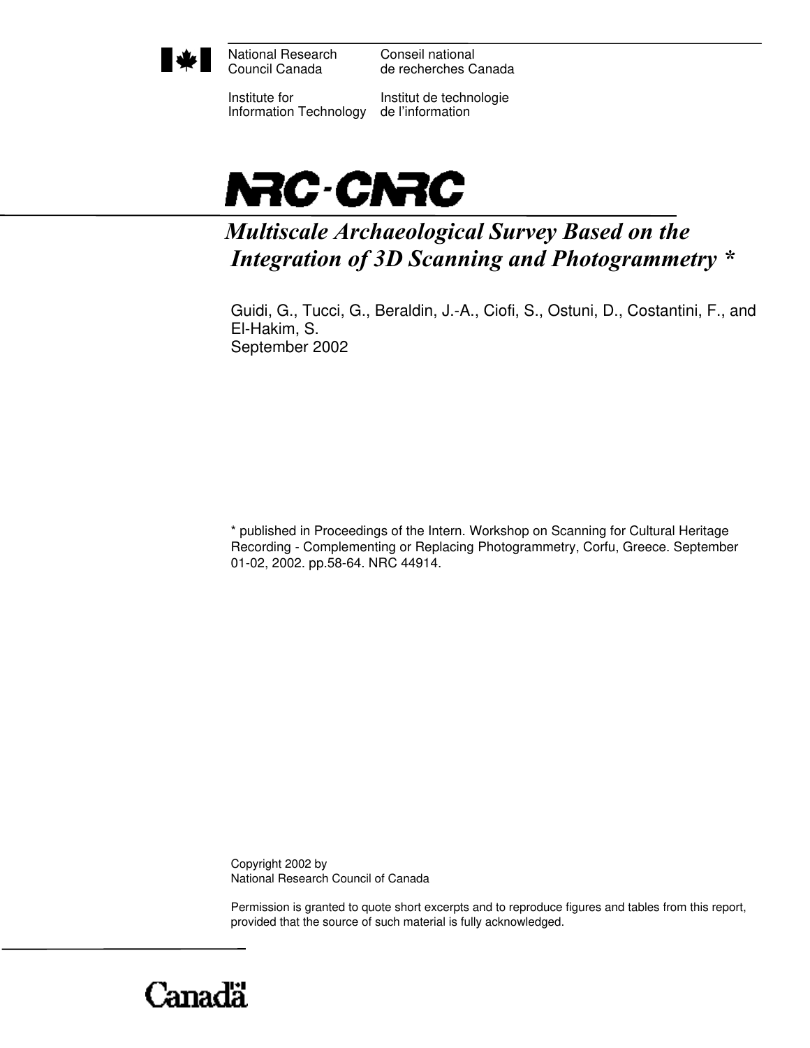National Research Council Canada — Conseil national de recherches Canada

Institute for Information Technology — Institut de technologie de l'information

NRC-CNRC

# *Multiscale Archaeological Survey Based on the Integration of 3D Scanning and Photogrammetry* *

Guidi, G., Tucci, G., Beraldin, J.-A., Ciofi, S., Ostuni, D., Costantini, F., and El-Hakim, S.
September 2002

* published in Proceedings of the Intern. Workshop on Scanning for Cultural Heritage Recording - Complementing or Replacing Photogrammetry, Corfu, Greece. September 01-02, 2002. pp.58-64. NRC 44914.

Copyright 2002 by
National Research Council of Canada

Permission is granted to quote short excerpts and to reproduce figures and tables from this report, provided that the source of such material is fully acknowledged.

Canada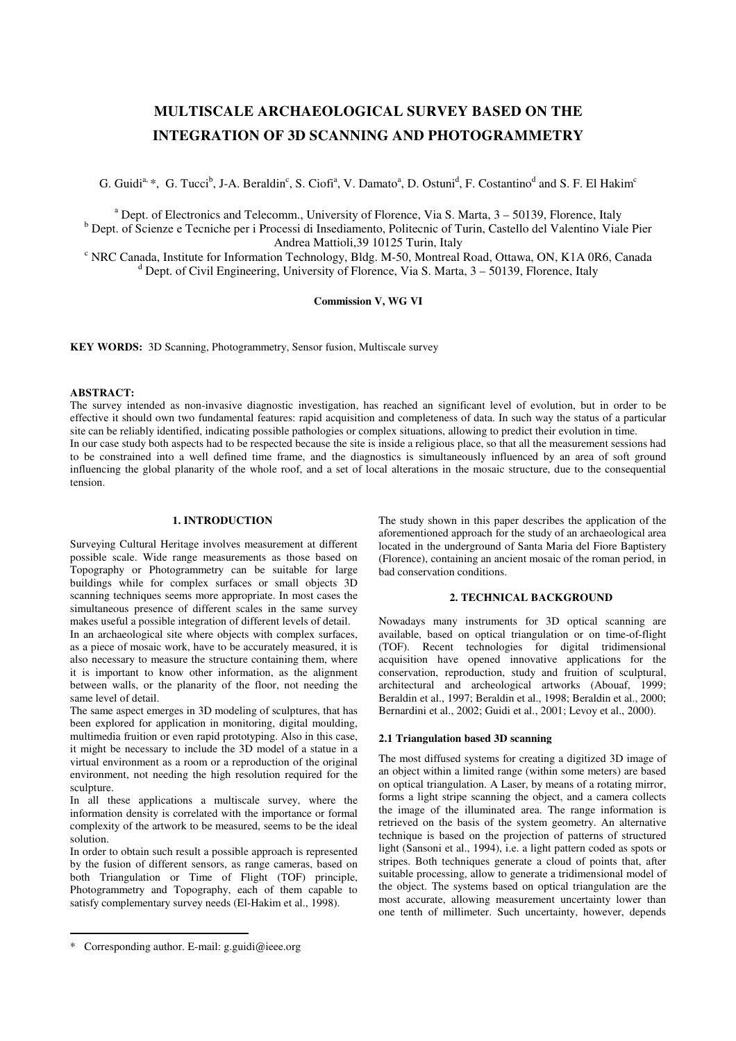# MULTISCALE ARCHAEOLOGICAL SURVEY BASED ON THE INTEGRATION OF 3D SCANNING AND PHOTOGRAMMETRY

G. Guidi[a, *], G. Tucci[b], J-A. Beraldin[c], S. Ciofi[a], V. Damato[a], D. Ostuni[d], F. Costantino[d] and S. F. El Hakim[c]

[a] Dept. of Electronics and Telecomm., University of Florence, Via S. Marta, 3 – 50139, Florence, Italy
[b] Dept. of Scienze e Tecniche per i Processi di Insediamento, Politecnic of Turin, Castello del Valentino Viale Pier Andrea Mattioli,39 10125 Turin, Italy
[c] NRC Canada, Institute for Information Technology, Bldg. M-50, Montreal Road, Ottawa, ON, K1A 0R6, Canada
[d] Dept. of Civil Engineering, University of Florence, Via S. Marta, 3 – 50139, Florence, Italy

**Commission V, WG VI**

**KEY WORDS:** 3D Scanning, Photogrammetry, Sensor fusion, Multiscale survey

**ABSTRACT:**

The survey intended as non-invasive diagnostic investigation, has reached an significant level of evolution, but in order to be effective it should own two fundamental features: rapid acquisition and completeness of data. In such way the status of a particular site can be reliably identified, indicating possible pathologies or complex situations, allowing to predict their evolution in time.
In our case study both aspects had to be respected because the site is inside a religious place, so that all the measurement sessions had to be constrained into a well defined time frame, and the diagnostics is simultaneously influenced by an area of soft ground influencing the global planarity of the whole roof, and a set of local alterations in the mosaic structure, due to the consequential tension.

## 1. INTRODUCTION

Surveying Cultural Heritage involves measurement at different possible scale. Wide range measurements as those based on Topography or Photogrammetry can be suitable for large buildings while for complex surfaces or small objects 3D scanning techniques seems more appropriate. In most cases the simultaneous presence of different scales in the same survey makes useful a possible integration of different levels of detail.

In an archaeological site where objects with complex surfaces, as a piece of mosaic work, have to be accurately measured, it is also necessary to measure the structure containing them, where it is important to know other information, as the alignment between walls, or the planarity of the floor, not needing the same level of detail.

The same aspect emerges in 3D modeling of sculptures, that has been explored for application in monitoring, digital moulding, multimedia fruition or even rapid prototyping. Also in this case, it might be necessary to include the 3D model of a statue in a virtual environment as a room or a reproduction of the original environment, not needing the high resolution required for the sculpture.

In all these applications a multiscale survey, where the information density is correlated with the importance or formal complexity of the artwork to be measured, seems to be the ideal solution.

In order to obtain such result a possible approach is represented by the fusion of different sensors, as range cameras, based on both Triangulation or Time of Flight (TOF) principle, Photogrammetry and Topography, each of them capable to satisfy complementary survey needs (El-Hakim et al., 1998).

The study shown in this paper describes the application of the aforementioned approach for the study of an archaeological area located in the underground of Santa Maria del Fiore Baptistery (Florence), containing an ancient mosaic of the roman period, in bad conservation conditions.

## 2. TECHNICAL BACKGROUND

Nowadays many instruments for 3D optical scanning are available, based on optical triangulation or on time-of-flight (TOF). Recent technologies for digital tridimensional acquisition have opened innovative applications for the conservation, reproduction, study and fruition of sculptural, architectural and archeological artworks (Abouaf, 1999; Beraldin et al., 1997; Beraldin et al., 1998; Beraldin et al., 2000; Bernardini et al., 2002; Guidi et al., 2001; Levoy et al., 2000).

### 2.1 Triangulation based 3D scanning

The most diffused systems for creating a digitized 3D image of an object within a limited range (within some meters) are based on optical triangulation. A Laser, by means of a rotating mirror, forms a light stripe scanning the object, and a camera collects the image of the illuminated area. The range information is retrieved on the basis of the system geometry. An alternative technique is based on the projection of patterns of structured light (Sansoni et al., 1994), i.e. a light pattern coded as spots or stripes. Both techniques generate a cloud of points that, after suitable processing, allow to generate a tridimensional model of the object. The systems based on optical triangulation are the most accurate, allowing measurement uncertainty lower than one tenth of millimeter. Such uncertainty, however, depends

\* Corresponding author. E-mail: g.guidi@ieee.org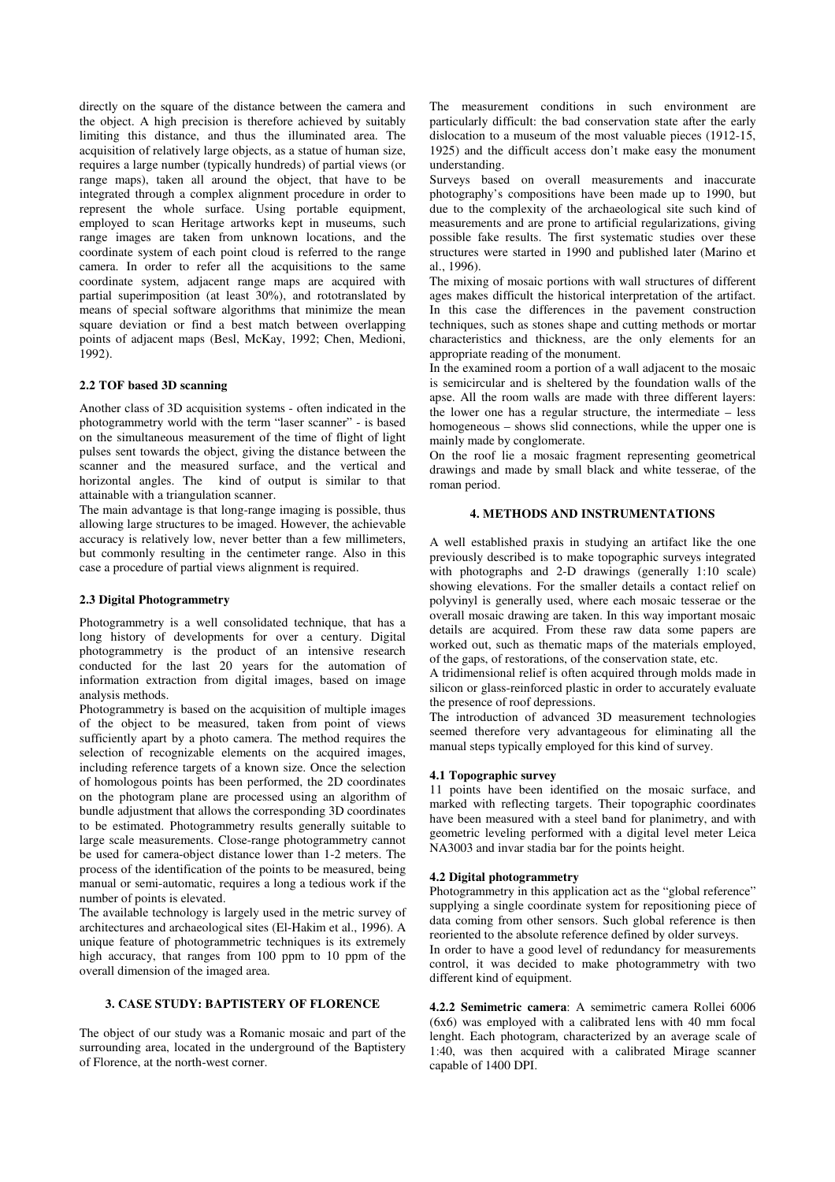directly on the square of the distance between the camera and the object. A high precision is therefore achieved by suitably limiting this distance, and thus the illuminated area. The acquisition of relatively large objects, as a statue of human size, requires a large number (typically hundreds) of partial views (or range maps), taken all around the object, that have to be integrated through a complex alignment procedure in order to represent the whole surface. Using portable equipment, employed to scan Heritage artworks kept in museums, such range images are taken from unknown locations, and the coordinate system of each point cloud is referred to the range camera. In order to refer all the acquisitions to the same coordinate system, adjacent range maps are acquired with partial superimposition (at least 30%), and rototranslated by means of special software algorithms that minimize the mean square deviation or find a best match between overlapping points of adjacent maps (Besl, McKay, 1992; Chen, Medioni, 1992).

### 2.2 TOF based 3D scanning

Another class of 3D acquisition systems - often indicated in the photogrammetry world with the term "laser scanner" - is based on the simultaneous measurement of the time of flight of light pulses sent towards the object, giving the distance between the scanner and the measured surface, and the vertical and horizontal angles. The kind of output is similar to that attainable with a triangulation scanner.

The main advantage is that long-range imaging is possible, thus allowing large structures to be imaged. However, the achievable accuracy is relatively low, never better than a few millimeters, but commonly resulting in the centimeter range. Also in this case a procedure of partial views alignment is required.

### 2.3 Digital Photogrammetry

Photogrammetry is a well consolidated technique, that has a long history of developments for over a century. Digital photogrammetry is the product of an intensive research conducted for the last 20 years for the automation of information extraction from digital images, based on image analysis methods.

Photogrammetry is based on the acquisition of multiple images of the object to be measured, taken from point of views sufficiently apart by a photo camera. The method requires the selection of recognizable elements on the acquired images, including reference targets of a known size. Once the selection of homologous points has been performed, the 2D coordinates on the photogram plane are processed using an algorithm of bundle adjustment that allows the corresponding 3D coordinates to be estimated. Photogrammetry results generally suitable to large scale measurements. Close-range photogrammetry cannot be used for camera-object distance lower than 1-2 meters. The process of the identification of the points to be measured, being manual or semi-automatic, requires a long a tedious work if the number of points is elevated.

The available technology is largely used in the metric survey of architectures and archaeological sites (El-Hakim et al., 1996). A unique feature of photogrammetric techniques is its extremely high accuracy, that ranges from 100 ppm to 10 ppm of the overall dimension of the imaged area.

## 3. CASE STUDY: BAPTISTERY OF FLORENCE

The object of our study was a Romanic mosaic and part of the surrounding area, located in the underground of the Baptistery of Florence, at the north-west corner.

The measurement conditions in such environment are particularly difficult: the bad conservation state after the early dislocation to a museum of the most valuable pieces (1912-15, 1925) and the difficult access don't make easy the monument understanding.

Surveys based on overall measurements and inaccurate photography's compositions have been made up to 1990, but due to the complexity of the archaeological site such kind of measurements and are prone to artificial regularizations, giving possible fake results. The first systematic studies over these structures were started in 1990 and published later (Marino et al., 1996).

The mixing of mosaic portions with wall structures of different ages makes difficult the historical interpretation of the artifact. In this case the differences in the pavement construction techniques, such as stones shape and cutting methods or mortar characteristics and thickness, are the only elements for an appropriate reading of the monument.

In the examined room a portion of a wall adjacent to the mosaic is semicircular and is sheltered by the foundation walls of the apse. All the room walls are made with three different layers: the lower one has a regular structure, the intermediate – less homogeneous – shows slid connections, while the upper one is mainly made by conglomerate.

On the roof lie a mosaic fragment representing geometrical drawings and made by small black and white tesserae, of the roman period.

## 4. METHODS AND INSTRUMENTATIONS

A well established praxis in studying an artifact like the one previously described is to make topographic surveys integrated with photographs and 2-D drawings (generally 1:10 scale) showing elevations. For the smaller details a contact relief on polyvinyl is generally used, where each mosaic tesserae or the overall mosaic drawing are taken. In this way important mosaic details are acquired. From these raw data some papers are worked out, such as thematic maps of the materials employed, of the gaps, of restorations, of the conservation state, etc.

A tridimensional relief is often acquired through molds made in silicon or glass-reinforced plastic in order to accurately evaluate the presence of roof depressions.

The introduction of advanced 3D measurement technologies seemed therefore very advantageous for eliminating all the manual steps typically employed for this kind of survey.

### 4.1 Topographic survey

11 points have been identified on the mosaic surface, and marked with reflecting targets. Their topographic coordinates have been measured with a steel band for planimetry, and with geometric leveling performed with a digital level meter Leica NA3003 and invar stadia bar for the points height.

### 4.2 Digital photogrammetry

Photogrammetry in this application act as the "global reference" supplying a single coordinate system for repositioning piece of data coming from other sensors. Such global reference is then reoriented to the absolute reference defined by older surveys.

In order to have a good level of redundancy for measurements control, it was decided to make photogrammetry with two different kind of equipment.

**4.2.2 Semimetric camera**: A semimetric camera Rollei 6006 (6x6) was employed with a calibrated lens with 40 mm focal lenght. Each photogram, characterized by an average scale of 1:40, was then acquired with a calibrated Mirage scanner capable of 1400 DPI.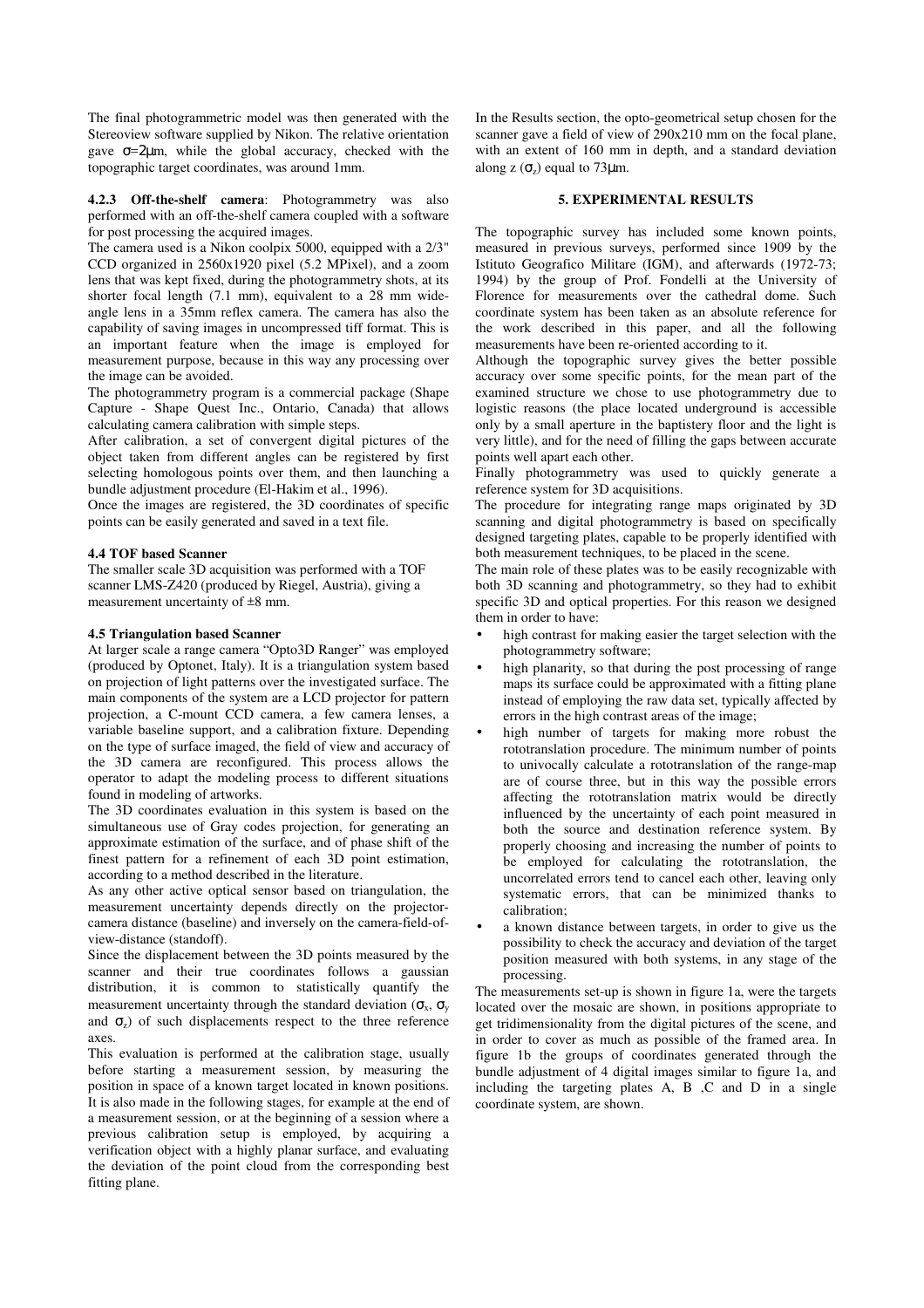The final photogrammetric model was then generated with the Stereoview software supplied by Nikon. The relative orientation gave $\sigma$=2μm, while the global accuracy, checked with the topographic target coordinates, was around 1mm.

**4.2.3 Off-the-shelf camera**: Photogrammetry was also performed with an off-the-shelf camera coupled with a software for post processing the acquired images.

The camera used is a Nikon coolpix 5000, equipped with a 2/3" CCD organized in 2560x1920 pixel (5.2 MPixel), and a zoom lens that was kept fixed, during the photogrammetry shots, at its shorter focal length (7.1 mm), equivalent to a 28 mm wide-angle lens in a 35mm reflex camera. The camera has also the capability of saving images in uncompressed tiff format. This is an important feature when the image is employed for measurement purpose, because in this way any processing over the image can be avoided.

The photogrammetry program is a commercial package (Shape Capture - Shape Quest Inc., Ontario, Canada) that allows calculating camera calibration with simple steps.

After calibration, a set of convergent digital pictures of the object taken from different angles can be registered by first selecting homologous points over them, and then launching a bundle adjustment procedure (El-Hakim et al., 1996).

Once the images are registered, the 3D coordinates of specific points can be easily generated and saved in a text file.

### 4.4 TOF based Scanner

The smaller scale 3D acquisition was performed with a TOF scanner LMS-Z420 (produced by Riegel, Austria), giving a measurement uncertainty of ±8 mm.

### 4.5 Triangulation based Scanner

At larger scale a range camera "Opto3D Ranger" was employed (produced by Optonet, Italy). It is a triangulation system based on projection of light patterns over the investigated surface. The main components of the system are a LCD projector for pattern projection, a C-mount CCD camera, a few camera lenses, a variable baseline support, and a calibration fixture. Depending on the type of surface imaged, the field of view and accuracy of the 3D camera are reconfigured. This process allows the operator to adapt the modeling process to different situations found in modeling of artworks.

The 3D coordinates evaluation in this system is based on the simultaneous use of Gray codes projection, for generating an approximate estimation of the surface, and of phase shift of the finest pattern for a refinement of each 3D point estimation, according to a method described in the literature.

As any other active optical sensor based on triangulation, the measurement uncertainty depends directly on the projector-camera distance (baseline) and inversely on the camera-field-of-view-distance (standoff).

Since the displacement between the 3D points measured by the scanner and their true coordinates follows a gaussian distribution, it is common to statistically quantify the measurement uncertainty through the standard deviation ($\sigma_x$, $\sigma_y$ and $\sigma_z$) of such displacements respect to the three reference axes.

This evaluation is performed at the calibration stage, usually before starting a measurement session, by measuring the position in space of a known target located in known positions. It is also made in the following stages, for example at the end of a measurement session, or at the beginning of a session where a previous calibration setup is employed, by acquiring a verification object with a highly planar surface, and evaluating the deviation of the point cloud from the corresponding best fitting plane.

In the Results section, the opto-geometrical setup chosen for the scanner gave a field of view of 290x210 mm on the focal plane, with an extent of 160 mm in depth, and a standard deviation along z ($\sigma_z$) equal to 73μm.

## 5. EXPERIMENTAL RESULTS

The topographic survey has included some known points, measured in previous surveys, performed since 1909 by the Istituto Geografico Militare (IGM), and afterwards (1972-73; 1994) by the group of Prof. Fondelli at the University of Florence for measurements over the cathedral dome. Such coordinate system has been taken as an absolute reference for the work described in this paper, and all the following measurements have been re-oriented according to it.

Although the topographic survey gives the better possible accuracy over some specific points, for the mean part of the examined structure we chose to use photogrammetry due to logistic reasons (the place located underground is accessible only by a small aperture in the baptistery floor and the light is very little), and for the need of filling the gaps between accurate points well apart each other.

Finally photogrammetry was used to quickly generate a reference system for 3D acquisitions.

The procedure for integrating range maps originated by 3D scanning and digital photogrammetry is based on specifically designed targeting plates, capable to be properly identified with both measurement techniques, to be placed in the scene.

The main role of these plates was to be easily recognizable with both 3D scanning and photogrammetry, so they had to exhibit specific 3D and optical properties. For this reason we designed them in order to have:

- high contrast for making easier the target selection with the photogrammetry software;
- high planarity, so that during the post processing of range maps its surface could be approximated with a fitting plane instead of employing the raw data set, typically affected by errors in the high contrast areas of the image;
- high number of targets for making more robust the rototranslation procedure. The minimum number of points to univocally calculate a rototranslation of the range-map are of course three, but in this way the possible errors affecting the rototranslation matrix would be directly influenced by the uncertainty of each point measured in both the source and destination reference system. By properly choosing and increasing the number of points to be employed for calculating the rototranslation, the uncorrelated errors tend to cancel each other, leaving only systematic errors, that can be minimized thanks to calibration;
- a known distance between targets, in order to give us the possibility to check the accuracy and deviation of the target position measured with both systems, in any stage of the processing.

The measurements set-up is shown in figure 1a, were the targets located over the mosaic are shown, in positions appropriate to get tridimensionality from the digital pictures of the scene, and in order to cover as much as possible of the framed area. In figure 1b the groups of coordinates generated through the bundle adjustment of 4 digital images similar to figure 1a, and including the targeting plates A, B ,C and D in a single coordinate system, are shown.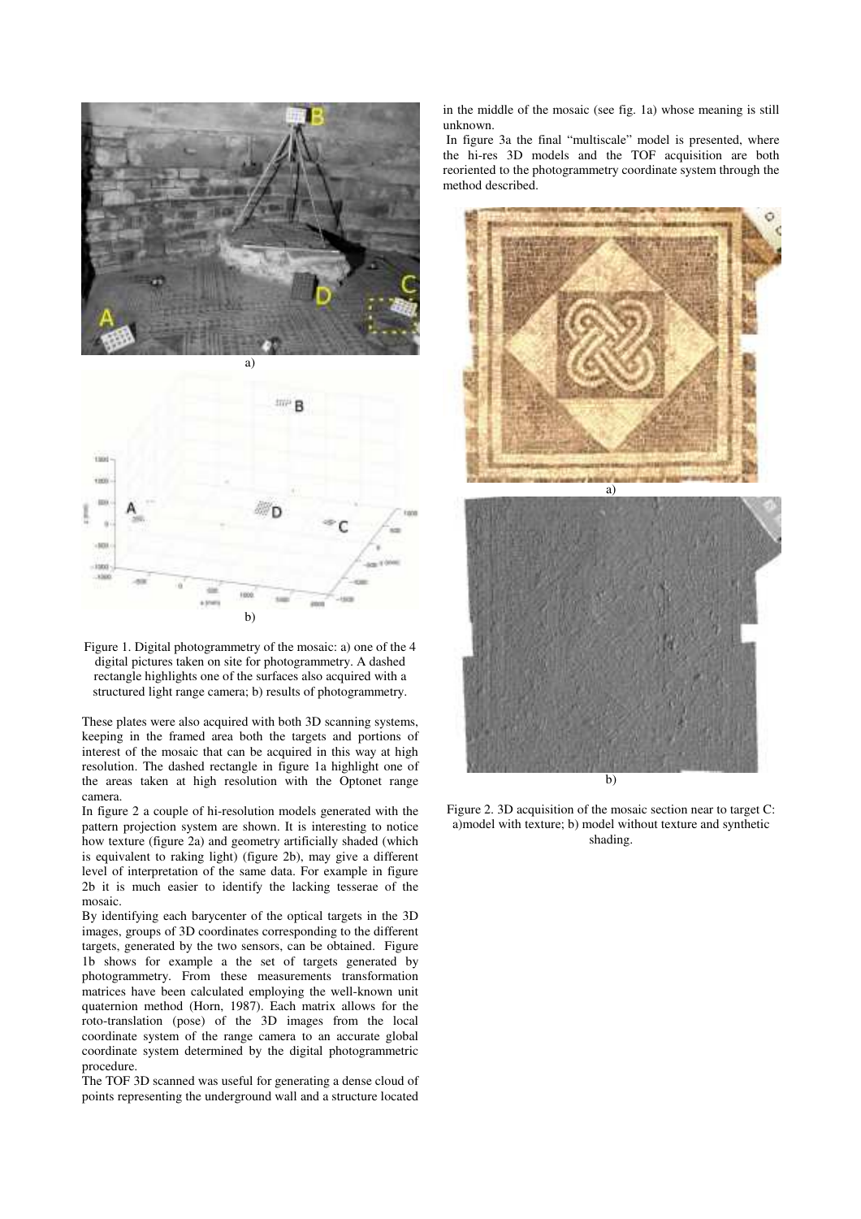Figure 1. Digital photogrammetry of the mosaic: a) one of the 4 digital pictures taken on site for photogrammetry. A dashed rectangle highlights one of the surfaces also acquired with a structured light range camera; b) results of photogrammetry.

These plates were also acquired with both 3D scanning systems, keeping in the framed area both the targets and portions of interest of the mosaic that can be acquired in this way at high resolution. The dashed rectangle in figure 1a highlight one of the areas taken at high resolution with the Optonet range camera.

In figure 2 a couple of hi-resolution models generated with the pattern projection system are shown. It is interesting to notice how texture (figure 2a) and geometry artificially shaded (which is equivalent to raking light) (figure 2b), may give a different level of interpretation of the same data. For example in figure 2b it is much easier to identify the lacking tesserae of the mosaic.

By identifying each barycenter of the optical targets in the 3D images, groups of 3D coordinates corresponding to the different targets, generated by the two sensors, can be obtained. Figure 1b shows for example a the set of targets generated by photogrammetry. From these measurements transformation matrices have been calculated employing the well-known unit quaternion method (Horn, 1987). Each matrix allows for the roto-translation (pose) of the 3D images from the local coordinate system of the range camera to an accurate global coordinate system determined by the digital photogrammetric procedure.

The TOF 3D scanned was useful for generating a dense cloud of points representing the underground wall and a structure located in the middle of the mosaic (see fig. 1a) whose meaning is still unknown.

In figure 3a the final "multiscale" model is presented, where the hi-res 3D models and the TOF acquisition are both reoriented to the photogrammetry coordinate system through the method described.

Figure 2. 3D acquisition of the mosaic section near to target C: a)model with texture; b) model without texture and synthetic shading.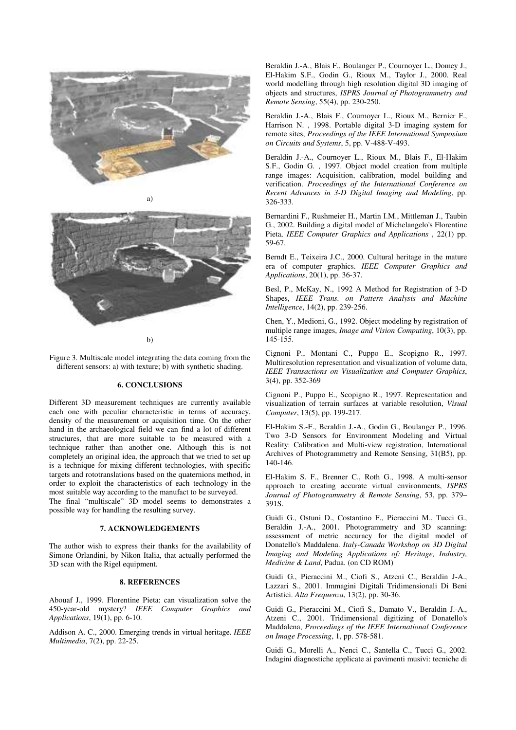a)

b)

Figure 3. Multiscale model integrating the data coming from the different sensors: a) with texture; b) with synthetic shading.

## 6. CONCLUSIONS

Different 3D measurement techniques are currently available each one with peculiar characteristic in terms of accuracy, density of the measurement or acquisition time. On the other hand in the archaeological field we can find a lot of different structures, that are more suitable to be measured with a technique rather than another one. Although this is not completely an original idea, the approach that we tried to set up is a technique for mixing different technologies, with specific targets and rototranslations based on the quaternions method, in order to exploit the characteristics of each technology in the most suitable way according to the manufact to be surveyed.

The final "multiscale" 3D model seems to demonstrates a possible way for handling the resulting survey.

## 7. ACKNOWLEDGEMENTS

The author wish to express their thanks for the availability of Simone Orlandini, by Nikon Italia, that actually performed the 3D scan with the Rigel equipment.

## 8. REFERENCES

Abouaf J., 1999. Florentine Pieta: can visualization solve the 450-year-old mystery? *IEEE Computer Graphics and Applications*, 19(1), pp. 6-10.

Addison A. C., 2000. Emerging trends in virtual heritage. *IEEE Multimedia*, 7(2), pp. 22-25.

Beraldin J.-A., Blais F., Boulanger P., Cournoyer L., Domey J., El-Hakim S.F., Godin G., Rioux M., Taylor J., 2000. Real world modelling through high resolution digital 3D imaging of objects and structures, *ISPRS Journal of Photogrammetry and Remote Sensing*, 55(4), pp. 230-250.

Beraldin J.-A., Blais F., Cournoyer L., Rioux M., Bernier F., Harrison N. , 1998. Portable digital 3-D imaging system for remote sites, *Proceedings of the IEEE International Symposium on Circuits and Systems*, 5, pp. V-488-V-493.

Beraldin J.-A., Cournoyer L., Rioux M., Blais F., El-Hakim S.F., Godin G. , 1997. Object model creation from multiple range images: Acquisition, calibration, model building and verification. *Proceedings of the International Conference on Recent Advances in 3-D Digital Imaging and Modeling*, pp. 326-333.

Bernardini F., Rushmeier H., Martin I.M., Mittleman J., Taubin G., 2002. Building a digital model of Michelangelo's Florentine Pieta, *IEEE Computer Graphics and Applications* , 22(1) pp. 59-67.

Berndt E., Teixeira J.C., 2000. Cultural heritage in the mature era of computer graphics. *IEEE Computer Graphics and Applications*, 20(1), pp. 36-37.

Besl, P., McKay, N., 1992 A Method for Registration of 3-D Shapes, *IEEE Trans. on Pattern Analysis and Machine Intelligence*, 14(2), pp. 239-256.

Chen, Y., Medioni, G., 1992. Object modeling by registration of multiple range images, *Image and Vision Computing*, 10(3), pp. 145-155.

Cignoni P., Montani C., Puppo E., Scopigno R., 1997. Multiresolution representation and visualization of volume data, *IEEE Transactions on Visualization and Computer Graphics*, 3(4), pp. 352-369

Cignoni P., Puppo E., Scopigno R., 1997. Representation and visualization of terrain surfaces at variable resolution, *Visual Computer*, 13(5), pp. 199-217.

El-Hakim S.-F., Beraldin J.-A., Godin G., Boulanger P., 1996. Two 3-D Sensors for Environment Modeling and Virtual Reality: Calibration and Multi-view registration, International Archives of Photogrammetry and Remote Sensing, 31(B5), pp. 140-146.

El-Hakim S. F., Brenner C., Roth G., 1998. A multi-sensor approach to creating accurate virtual environments, *ISPRS Journal of Photogrammetry & Remote Sensing*, 53, pp. 379–391S.

Guidi G., Ostuni D., Costantino F., Pieraccini M., Tucci G., Beraldin J.-A., 2001. Photogrammetry and 3D scanning: assessment of metric accuracy for the digital model of Donatello's Maddalena. *Italy-Canada Workshop on 3D Digital Imaging and Modeling Applications of: Heritage, Industry, Medicine & Land*, Padua. (on CD ROM)

Guidi G., Pieraccini M., Ciofi S., Atzeni C., Beraldin J-A., Lazzari S., 2001. Immagini Digitali Tridimensionali Di Beni Artistici. *Alta Frequenza*, 13(2), pp. 30-36.

Guidi G., Pieraccini M., Ciofi S., Damato V., Beraldin J.-A., Atzeni C., 2001. Tridimensional digitizing of Donatello's Maddalena, *Proceedings of the IEEE International Conference on Image Processing*, 1, pp. 578-581.

Guidi G., Morelli A., Nenci C., Santella C., Tucci G., 2002. Indagini diagnostiche applicate ai pavimenti musivi: tecniche di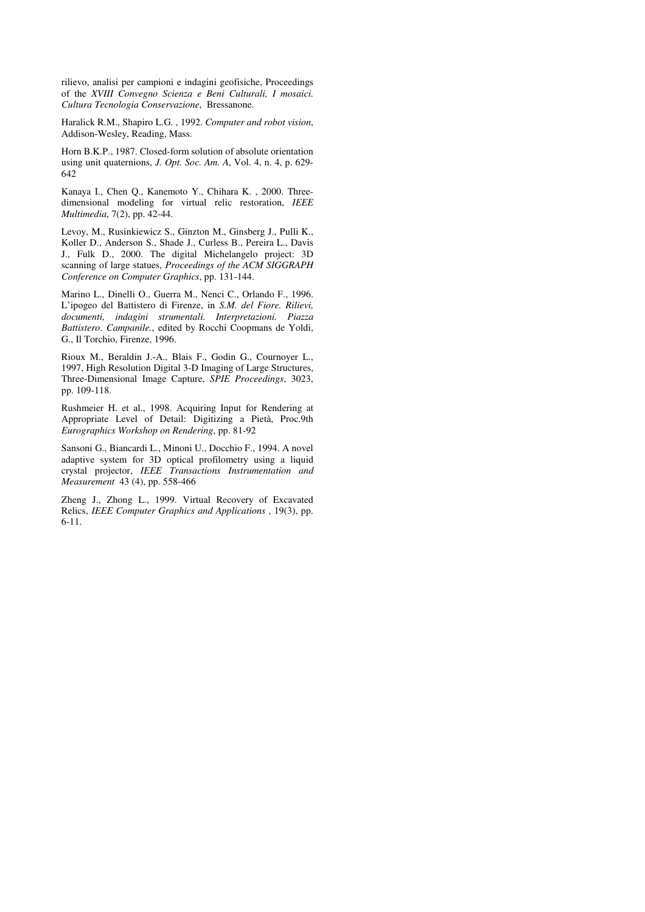rilievo, analisi per campioni e indagini geofisiche, Proceedings of the *XVIII Convegno Scienza e Beni Culturali, I mosaici. Cultura Tecnologia Conservazione*, Bressanone.

Haralick R.M., Shapiro L.G. , 1992. *Computer and robot vision*, Addison-Wesley, Reading, Mass.

Horn B.K.P., 1987. Closed-form solution of absolute orientation using unit quaternions, *J. Opt. Soc. Am. A*, Vol. 4, n. 4, p. 629-642

Kanaya I., Chen Q., Kanemoto Y., Chihara K. , 2000. Three-dimensional modeling for virtual relic restoration, *IEEE Multimedia*, 7(2), pp. 42-44.

Levoy, M., Rusinkiewicz S., Ginzton M., Ginsberg J., Pulli K., Koller D., Anderson S., Shade J., Curless B., Pereira L., Davis J., Fulk D., 2000. The digital Michelangelo project: 3D scanning of large statues, *Proceedings of the ACM SIGGRAPH Conference on Computer Graphics*, pp. 131-144.

Marino L., Dinelli O., Guerra M., Nenci C., Orlando F., 1996. L'ipogeo del Battistero di Firenze, in *S.M. del Fiore. Rilievi, documenti, indagini strumentali. Interpretazioni. Piazza Battistero. Campanile.*, edited by Rocchi Coopmans de Yoldi, G., Il Torchio, Firenze, 1996.

Rioux M., Beraldin J.-A., Blais F., Godin G., Cournoyer L., 1997, High Resolution Digital 3-D Imaging of Large Structures, Three-Dimensional Image Capture, *SPIE Proceedings*, 3023, pp. 109-118.

Rushmeier H. et al., 1998. Acquiring Input for Rendering at Appropriate Level of Detail: Digitizing a Pietà, Proc.9th *Eurographics Workshop on Rendering*, pp. 81-92

Sansoni G., Biancardi L., Minoni U., Docchio F., 1994. A novel adaptive system for 3D optical profilometry using a liquid crystal projector, *IEEE Transactions Instrumentation and Measurement* 43 (4), pp. 558-466

Zheng J., Zhong L., 1999. Virtual Recovery of Excavated Relics, *IEEE Computer Graphics and Applications* , 19(3), pp. 6-11.